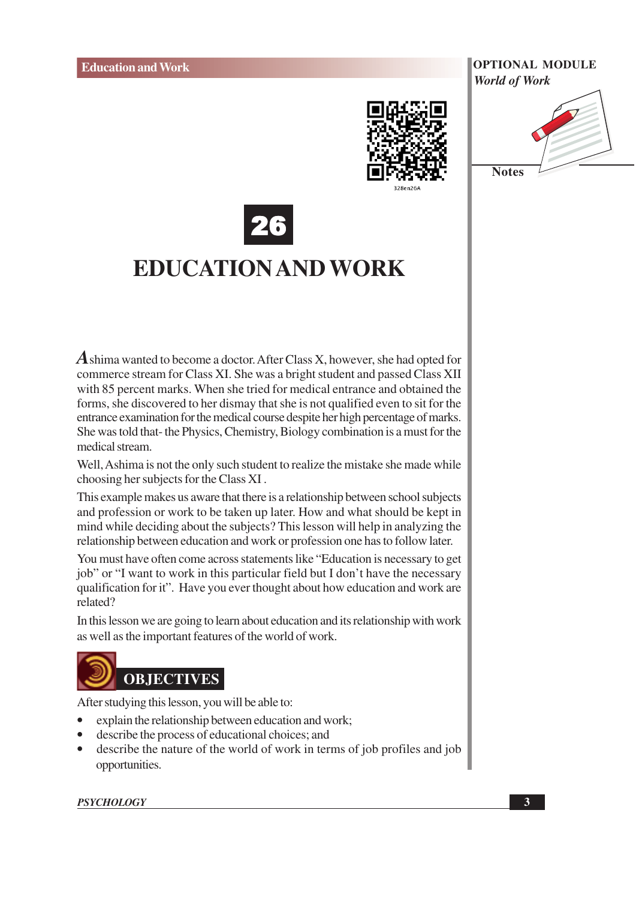# 26

# EDUCATION AND WORK

Ashima wanted to become a doctor. After Class X, however, she had opted for commerce stream for Class XI. She was a bright student and passed Class XII with 85 percent marks. When she tried for medical entrance and obtained the forms, she discovered to her dismay that she is not qualified even to sit for the entrance examination for the medical course despite her high percentage of marks. She was told that- the Physics, Chemistry, Biology combination is a must for the medical stream.

Well, Ashima is not the only such student to realize the mistake she made while choosing her subjects for the Class XI .

This example makes us aware that there is a relationship between school subjects and profession or work to be taken up later. How and what should be kept in mind while deciding about the subjects? This lesson will help in analyzing the relationship between education and work or profession one has to follow later.

You must have often come across statements like "Education is necessary to get job" or "I want to work in this particular field but I don't have the necessary qualification for it". Have you ever thought about how education and work are related?

In this lesson we are going to learn about education and its relationship with work as well as the important features of the world of work.

## OBJECTIVES

After studying this lesson, you will be able to:

- explain the relationship between education and work;
- describe the process of educational choices; and
- describe the nature of the world of work in terms of job profiles and job opportunities.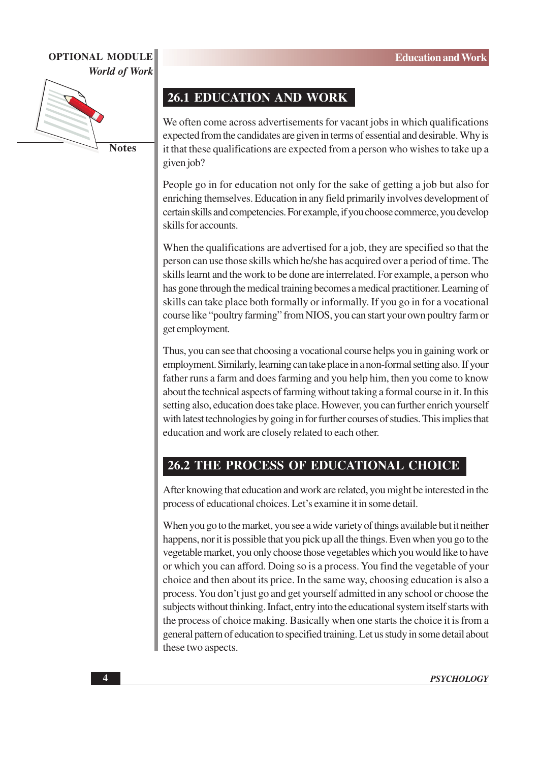## 26.1 EDUCATION AND WORK

We often come across advertisements for vacant jobs in which qualifications expected from the candidates are given in terms of essential and desirable. Why is it that these qualifications are expected from a person who wishes to take up a given job?

People go in for education not only for the sake of getting a job but also for enriching themselves. Education in any field primarily involves development of certain skills and competencies. For example, if you choose commerce, you develop skills for accounts.

When the qualifications are advertised for a job, they are specified so that the person can use those skills which he/she has acquired over a period of time. The skills learnt and the work to be done are interrelated. For example, a person who has gone through the medical training becomes a medical practitioner. Learning of skills can take place both formally or informally. If you go in for a vocational course like "poultry farming" from NIOS, you can start your own poultry farm or get employment.

Thus, you can see that choosing a vocational course helps you in gaining work or employment. Similarly, learning can take place in a non-formal setting also. If your father runs a farm and does farming and you help him, then you come to know about the technical aspects of farming without taking a formal course in it. In this setting also, education does take place. However, you can further enrich yourself with latest technologies by going in for further courses of studies. This implies that education and work are closely related to each other.

## 26.2 THE PROCESS OF EDUCATIONAL CHOICE

After knowing that education and work are related, you might be interested in the process of educational choices. Let's examine it in some detail.

When you go to the market, you see a wide variety of things available but it neither happens, nor it is possible that you pick up all the things. Even when you go to the vegetable market, you only choose those vegetables which you would like to have or which you can afford. Doing so is a process. You find the vegetable of your choice and then about its price. In the same way, choosing education is also a process. You don't just go and get yourself admitted in any school or choose the subjects without thinking. Infact, entry into the educational system itself starts with the process of choice making. Basically when one starts the choice it is from a general pattern of education to specified training. Let us study in some detail about these two aspects.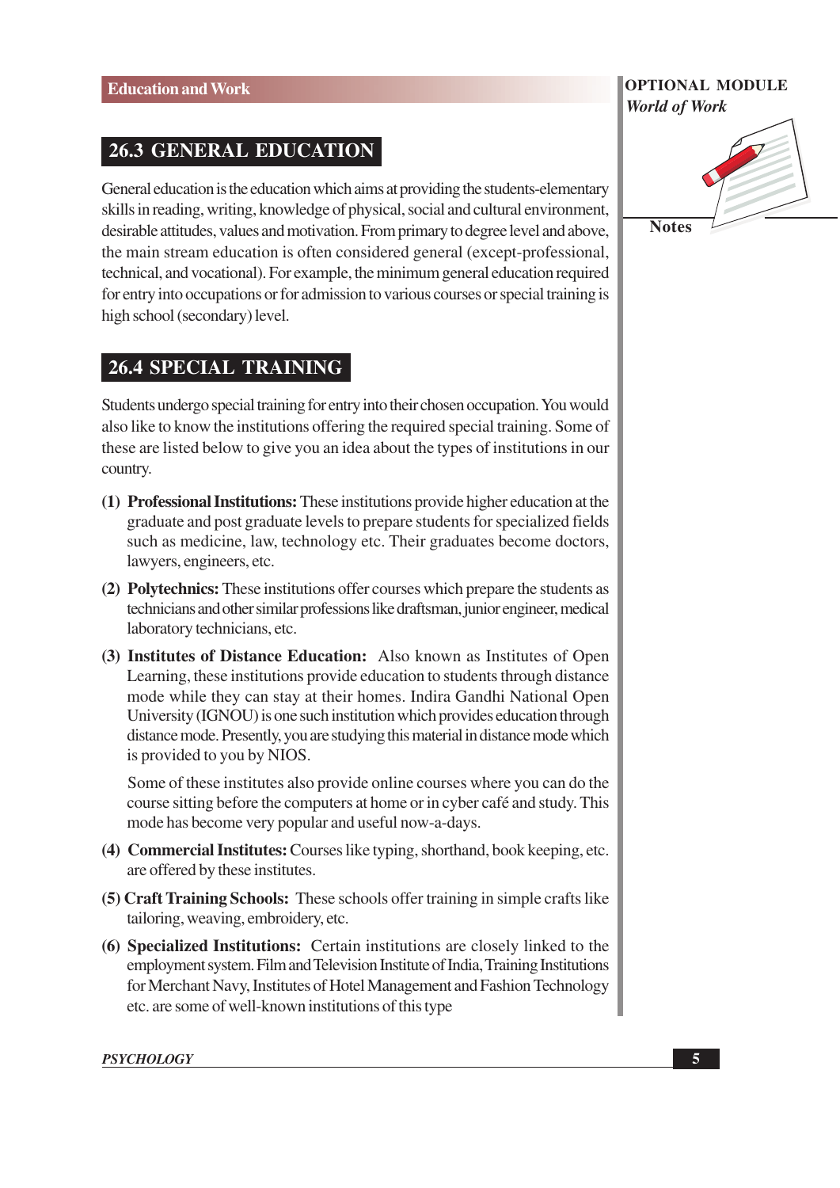## 26.3 GENERAL EDUCATION

General education is the education which aims at providing the students-elementary skills in reading, writing, knowledge of physical, social and cultural environment, desirable attitudes, values and motivation. From primary to degree level and above, the main stream education is often considered general (except-professional, technical, and vocational). For example, the minimum general education required for entry into occupations or for admission to various courses or special training is high school (secondary) level.

## 26.4 SPECIAL TRAINING

Students undergo special training for entry into their chosen occupation. You would also like to know the institutions offering the required special training. Some of these are listed below to give you an idea about the types of institutions in our country.

**(1) Professional Institutions:** These institutions provide higher education at the graduate and post graduate levels to prepare students for specialized fields such as medicine, law, technology etc. Their graduates become doctors, lawyers, engineers, etc.

**(2) Polytechnics:** These institutions offer courses which prepare the students as technicians and other similar professions like draftsman, junior engineer, medical laboratory technicians, etc.

**(3) Institutes of Distance Education:** Also known as Institutes of Open Learning, these institutions provide education to students through distance mode while they can stay at their homes. Indira Gandhi National Open University (IGNOU) is one such institution which provides education through distance mode. Presently, you are studying this material in distance mode which is provided to you by NIOS.

Some of these institutes also provide online courses where you can do the course sitting before the computers at home or in cyber café and study. This mode has become very popular and useful now-a-days.

**(4) Commercial Institutes:** Courses like typing, shorthand, book keeping, etc. are offered by these institutes.

**(5) Craft Training Schools:** These schools offer training in simple crafts like tailoring, weaving, embroidery, etc.

**(6) Specialized Institutions:** Certain institutions are closely linked to the employment system. Film and Television Institute of India, Training Institutions for Merchant Navy, Institutes of Hotel Management and Fashion Technology etc. are some of well-known institutions of this type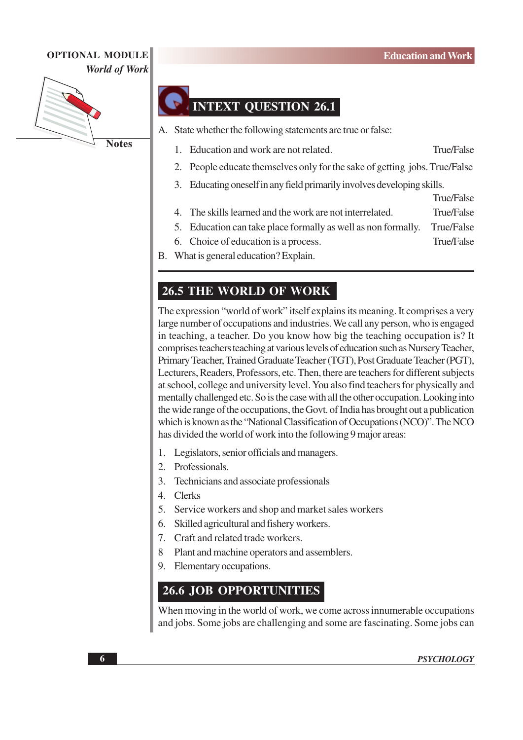## INTEXT QUESTION 26.1

A. State whether the following statements are true or false:

1. Education and work are not related. True/False
2. People educate themselves only for the sake of getting jobs. True/False
3. Educating oneself in any field primarily involves developing skills. True/False
4. The skills learned and the work are not interrelated. True/False
5. Education can take place formally as well as non formally. True/False
6. Choice of education is a process. True/False

B. What is general education? Explain.

---

## 26.5 THE WORLD OF WORK

The expression "world of work" itself explains its meaning. It comprises a very large number of occupations and industries. We call any person, who is engaged in teaching, a teacher. Do you know how big the teaching occupation is? It comprises teachers teaching at various levels of education such as Nursery Teacher, Primary Teacher, Trained Graduate Teacher (TGT), Post Graduate Teacher (PGT), Lecturers, Readers, Professors, etc. Then, there are teachers for different subjects at school, college and university level. You also find teachers for physically and mentally challenged etc. So is the case with all the other occupation. Looking into the wide range of the occupations, the Govt. of India has brought out a publication which is known as the "National Classification of Occupations (NCO)". The NCO has divided the world of work into the following 9 major areas:

1. Legislators, senior officials and managers.
2. Professionals.
3. Technicians and associate professionals
4. Clerks
5. Service workers and shop and market sales workers
6. Skilled agricultural and fishery workers.
7. Craft and related trade workers.
8. Plant and machine operators and assemblers.
9. Elementary occupations.

## 26.6 JOB OPPORTUNITIES

When moving in the world of work, we come across innumerable occupations and jobs. Some jobs are challenging and some are fascinating. Some jobs can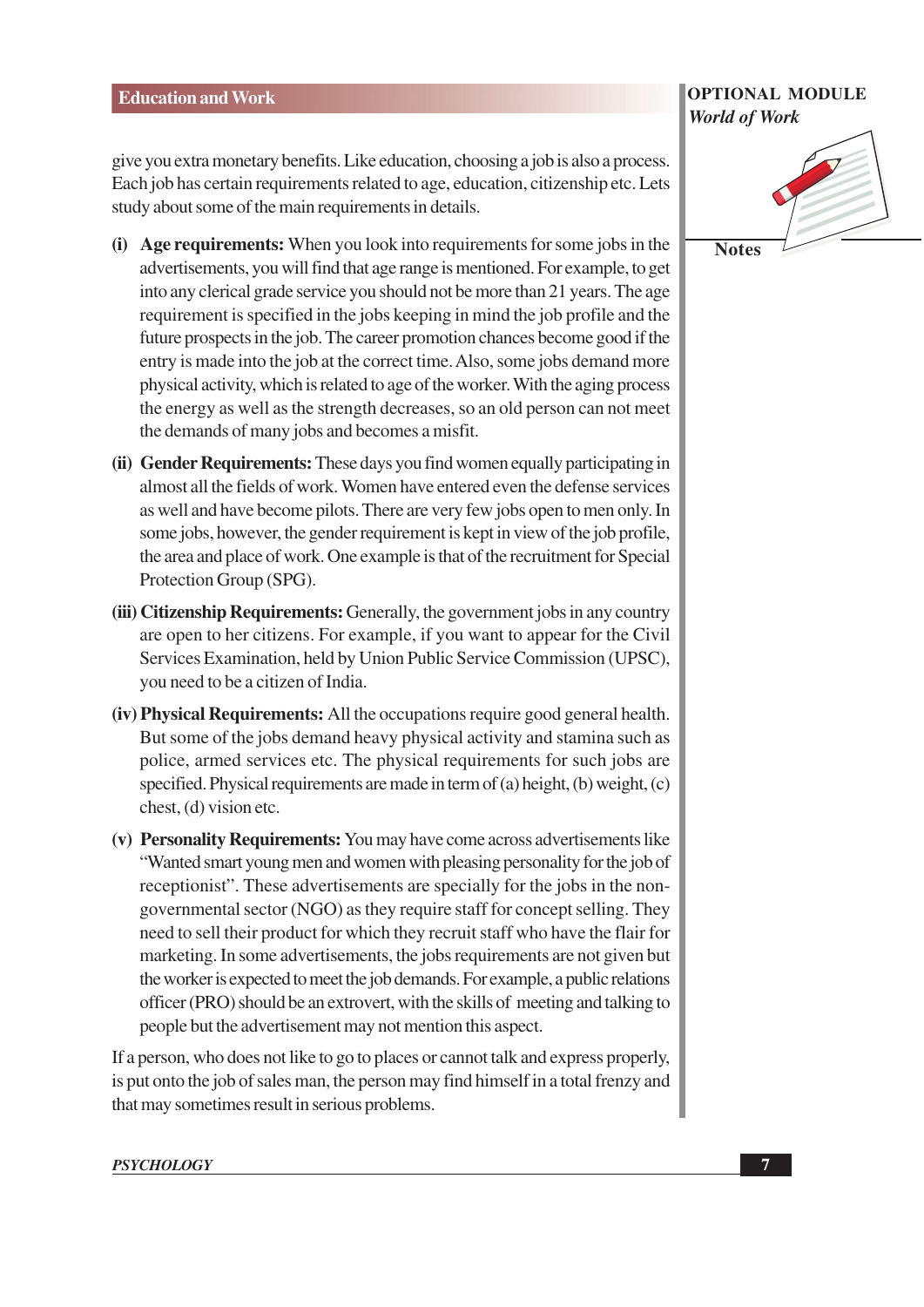give you extra monetary benefits. Like education, choosing a job is also a process. Each job has certain requirements related to age, education, citizenship etc. Lets study about some of the main requirements in details.

**(i) Age requirements:** When you look into requirements for some jobs in the advertisements, you will find that age range is mentioned. For example, to get into any clerical grade service you should not be more than 21 years. The age requirement is specified in the jobs keeping in mind the job profile and the future prospects in the job. The career promotion chances become good if the entry is made into the job at the correct time. Also, some jobs demand more physical activity, which is related to age of the worker. With the aging process the energy as well as the strength decreases, so an old person can not meet the demands of many jobs and becomes a misfit.

**(ii) Gender Requirements:** These days you find women equally participating in almost all the fields of work. Women have entered even the defense services as well and have become pilots. There are very few jobs open to men only. In some jobs, however, the gender requirement is kept in view of the job profile, the area and place of work. One example is that of the recruitment for Special Protection Group (SPG).

**(iii) Citizenship Requirements:** Generally, the government jobs in any country are open to her citizens. For example, if you want to appear for the Civil Services Examination, held by Union Public Service Commission (UPSC), you need to be a citizen of India.

**(iv) Physical Requirements:** All the occupations require good general health. But some of the jobs demand heavy physical activity and stamina such as police, armed services etc. The physical requirements for such jobs are specified. Physical requirements are made in term of (a) height, (b) weight, (c) chest, (d) vision etc.

**(v) Personality Requirements:** You may have come across advertisements like "Wanted smart young men and women with pleasing personality for the job of receptionist". These advertisements are specially for the jobs in the non-governmental sector (NGO) as they require staff for concept selling. They need to sell their product for which they recruit staff who have the flair for marketing. In some advertisements, the jobs requirements are not given but the worker is expected to meet the job demands. For example, a public relations officer (PRO) should be an extrovert, with the skills of meeting and talking to people but the advertisement may not mention this aspect.

If a person, who does not like to go to places or cannot talk and express properly, is put onto the job of sales man, the person may find himself in a total frenzy and that may sometimes result in serious problems.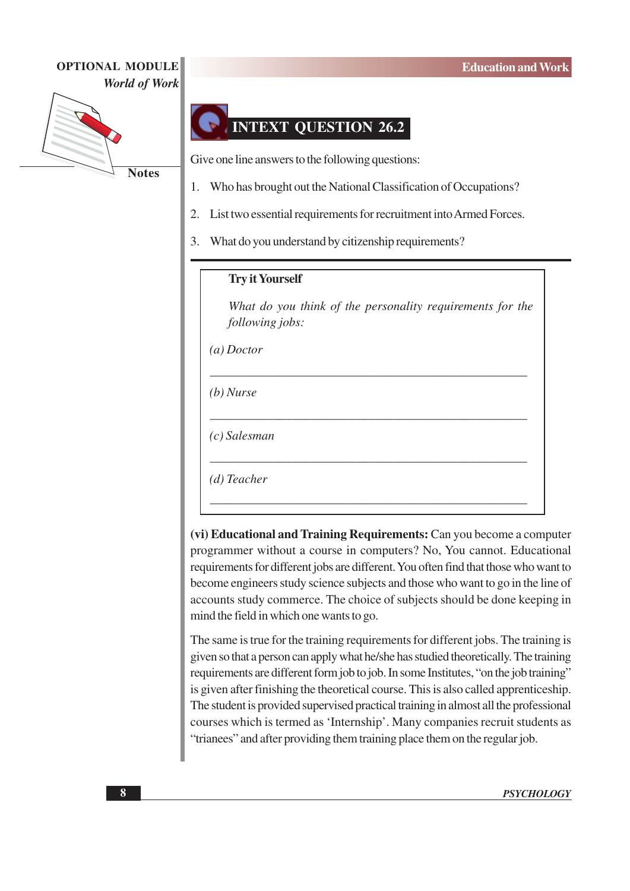## INTEXT QUESTION 26.2

Give one line answers to the following questions:

1. Who has brought out the National Classification of Occupations?
2. List two essential requirements for recruitment into Armed Forces.
3. What do you understand by citizenship requirements?

---

**Try it Yourself**

*What do you think of the personality requirements for the following jobs:*

*(a) Doctor*

______________________________________________

*(b) Nurse*

______________________________________________

*(c) Salesman*

______________________________________________

*(d) Teacher*

______________________________________________

**(vi) Educational and Training Requirements:** Can you become a computer programmer without a course in computers? No, You cannot. Educational requirements for different jobs are different. You often find that those who want to become engineers study science subjects and those who want to go in the line of accounts study commerce. The choice of subjects should be done keeping in mind the field in which one wants to go.

The same is true for the training requirements for different jobs. The training is given so that a person can apply what he/she has studied theoretically. The training requirements are different form job to job. In some Institutes, "on the job training" is given after finishing the theoretical course. This is also called apprenticeship. The student is provided supervised practical training in almost all the professional courses which is termed as 'Internship'. Many companies recruit students as "trianees" and after providing them training place them on the regular job.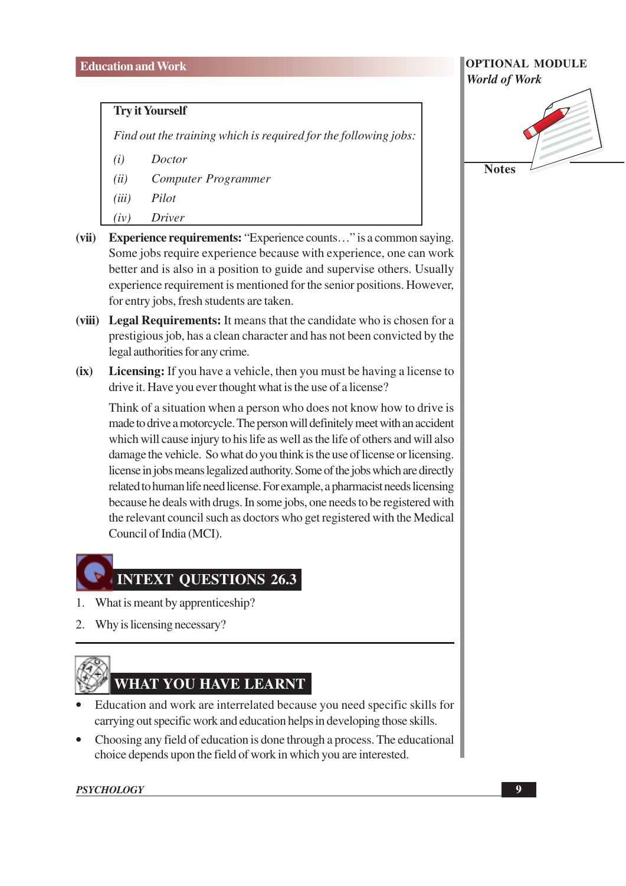**Try it Yourself**

*Find out the training which is required for the following jobs:*

*(i)* *Doctor*

*(ii)* *Computer Programmer*

*(iii)* *Pilot*

*(iv)* *Driver*

**(vii)** **Experience requirements:** "Experience counts…" is a common saying. Some jobs require experience because with experience, one can work better and is also in a position to guide and supervise others. Usually experience requirement is mentioned for the senior positions. However, for entry jobs, fresh students are taken.

**(viii)** **Legal Requirements:** It means that the candidate who is chosen for a prestigious job, has a clean character and has not been convicted by the legal authorities for any crime.

**(ix)** **Licensing:** If you have a vehicle, then you must be having a license to drive it. Have you ever thought what is the use of a license?

Think of a situation when a person who does not know how to drive is made to drive a motorcycle. The person will definitely meet with an accident which will cause injury to his life as well as the life of others and will also damage the vehicle. So what do you think is the use of license or licensing. license in jobs means legalized authority. Some of the jobs which are directly related to human life need license. For example, a pharmacist needs licensing because he deals with drugs. In some jobs, one needs to be registered with the relevant council such as doctors who get registered with the Medical Council of India (MCI).

## INTEXT QUESTIONS 26.3

1. What is meant by apprenticeship?
2. Why is licensing necessary?

## WHAT YOU HAVE LEARNT

- Education and work are interrelated because you need specific skills for carrying out specific work and education helps in developing those skills.
- Choosing any field of education is done through a process. The educational choice depends upon the field of work in which you are interested.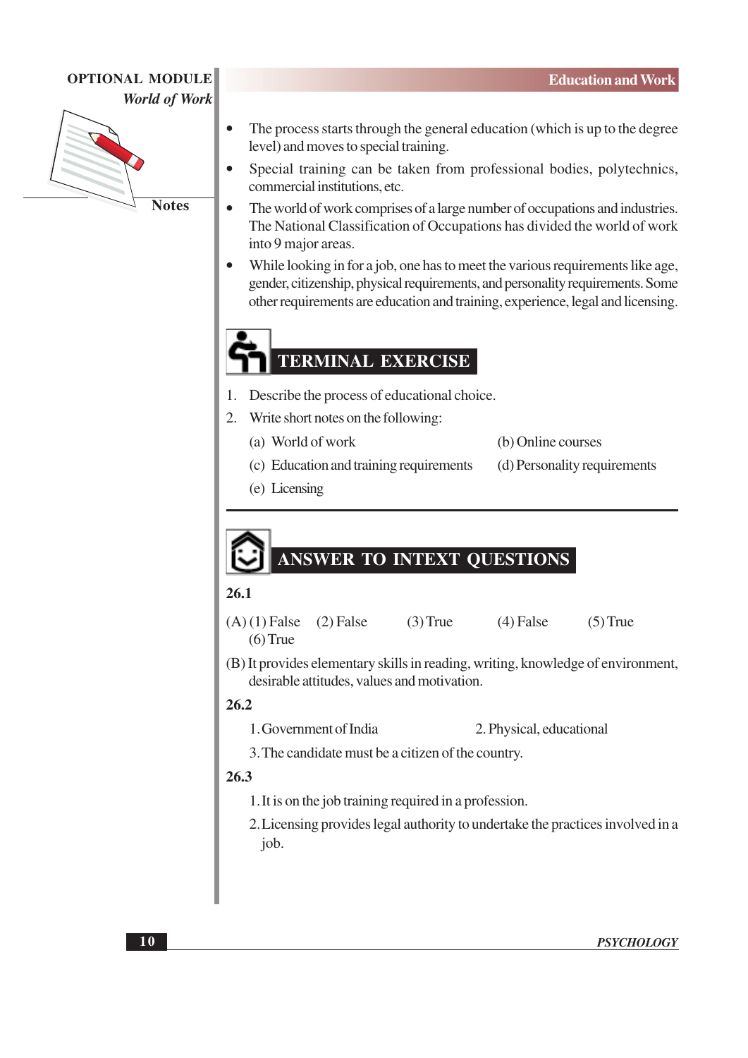- The process starts through the general education (which is up to the degree level) and moves to special training.
- Special training can be taken from professional bodies, polytechnics, commercial institutions, etc.
- The world of work comprises of a large number of occupations and industries. The National Classification of Occupations has divided the world of work into 9 major areas.
- While looking in for a job, one has to meet the various requirements like age, gender, citizenship, physical requirements, and personality requirements. Some other requirements are education and training, experience, legal and licensing.

## TERMINAL EXERCISE

1. Describe the process of educational choice.
2. Write short notes on the following:

   (a) World of work

   (b) Online courses

   (c) Education and training requirements

   (d) Personality requirements

   (e) Licensing

## ANSWER TO INTEXT QUESTIONS

**26.1**

(A) (1) False (2) False (3) True (4) False (5) True (6) True

(B) It provides elementary skills in reading, writing, knowledge of environment, desirable attitudes, values and motivation.

**26.2**

1. Government of India
2. Physical, educational
3. The candidate must be a citizen of the country.

**26.3**

1. It is on the job training required in a profession.
2. Licensing provides legal authority to undertake the practices involved in a job.